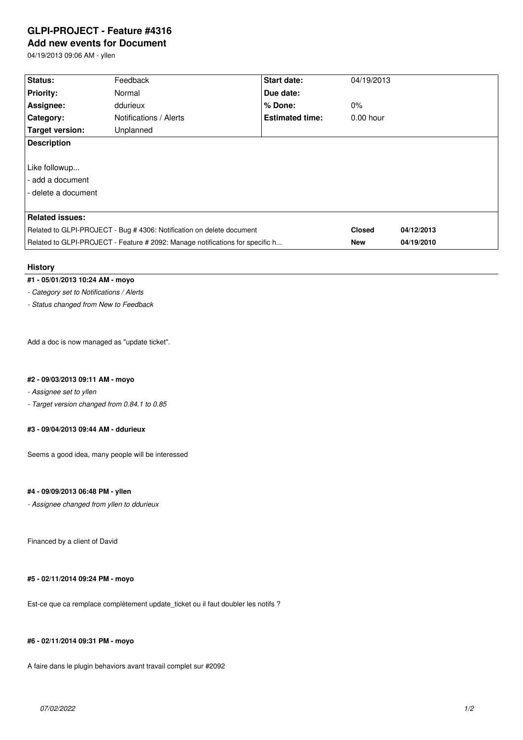# GLPI-PROJECT - Feature #4316

## Add new events for Document

04/19/2013 09:06 AM - yllen

| Status: | Feedback | Start date: | 04/19/2013 |
|---|---|---|---|
| Priority: | Normal | Due date: | |
| Assignee: | ddurieux | % Done: | 0% |
| Category: | Notifications / Alerts | Estimated time: | 0.00 hour |
| Target version: | Unplanned | | |

**Description**

Like followup...
- add a document
- delete a document

**Related issues:**

| | | |
|---|---|---|
| Related to GLPI-PROJECT - Bug # 4306: Notification on delete document | **Closed** | **04/12/2013** |
| Related to GLPI-PROJECT - Feature # 2092: Manage notifications for specific h... | **New** | **04/19/2010** |

## History

#### #1 - 05/01/2013 10:24 AM - moyo

*- Category set to Notifications / Alerts*

*- Status changed from New to Feedback*

Add a doc is now managed as "update ticket".

#### #2 - 09/03/2013 09:11 AM - moyo

*- Assignee set to yllen*

*- Target version changed from 0.84.1 to 0.85*

#### #3 - 09/04/2013 09:44 AM - ddurieux

Seems a good idea, many people will be interessed

#### #4 - 09/09/2013 06:48 PM - yllen

*- Assignee changed from yllen to ddurieux*

Financed by a client of David

#### #5 - 02/11/2014 09:24 PM - moyo

Est-ce que ca remplace complètement update_ticket ou il faut doubler les notifs ?

#### #6 - 02/11/2014 09:31 PM - moyo

A faire dans le plugin behaviors avant travail complet sur #2092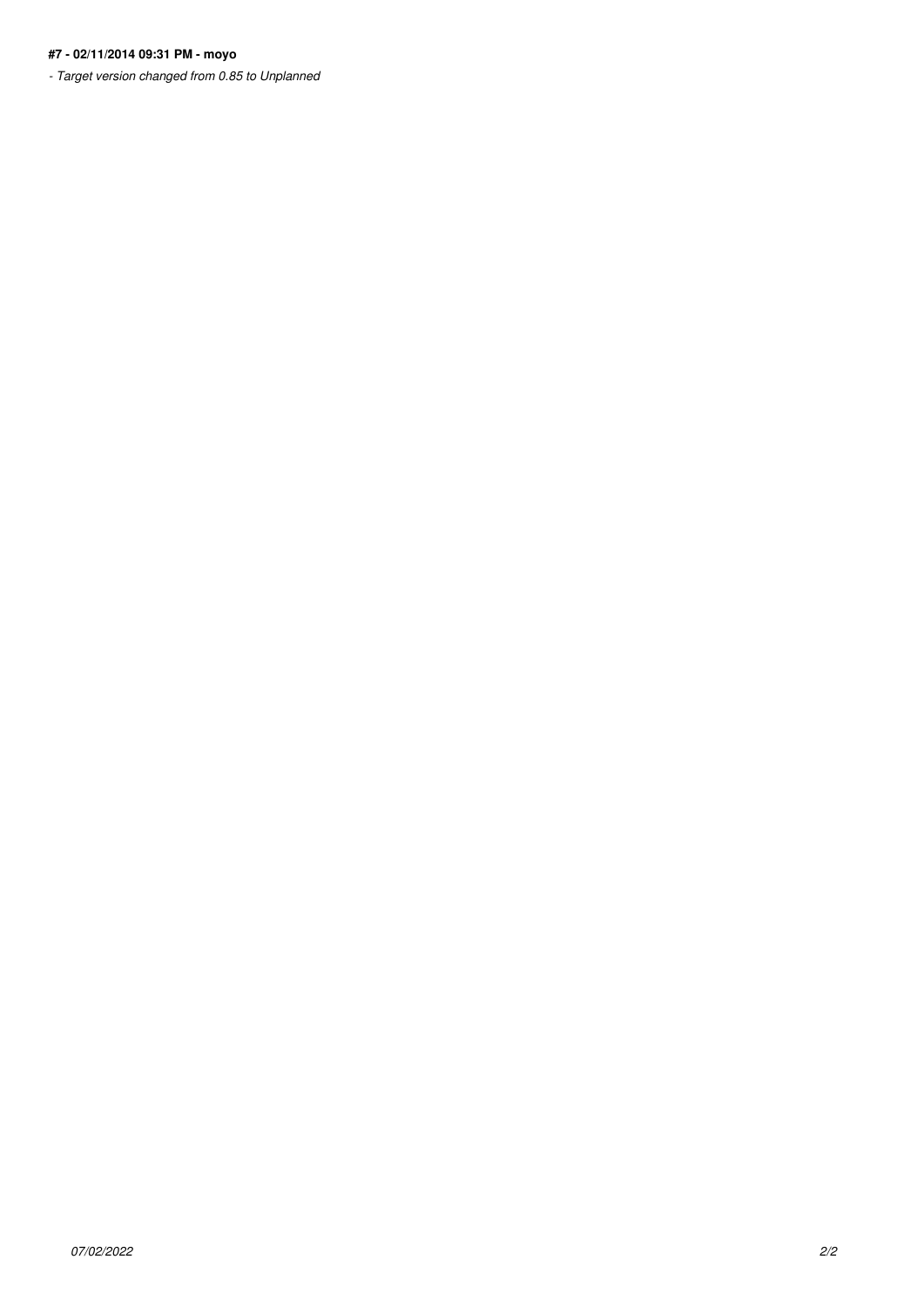**#7 - 02/11/2014 09:31 PM - moyo**

*- Target version changed from 0.85 to Unplanned*